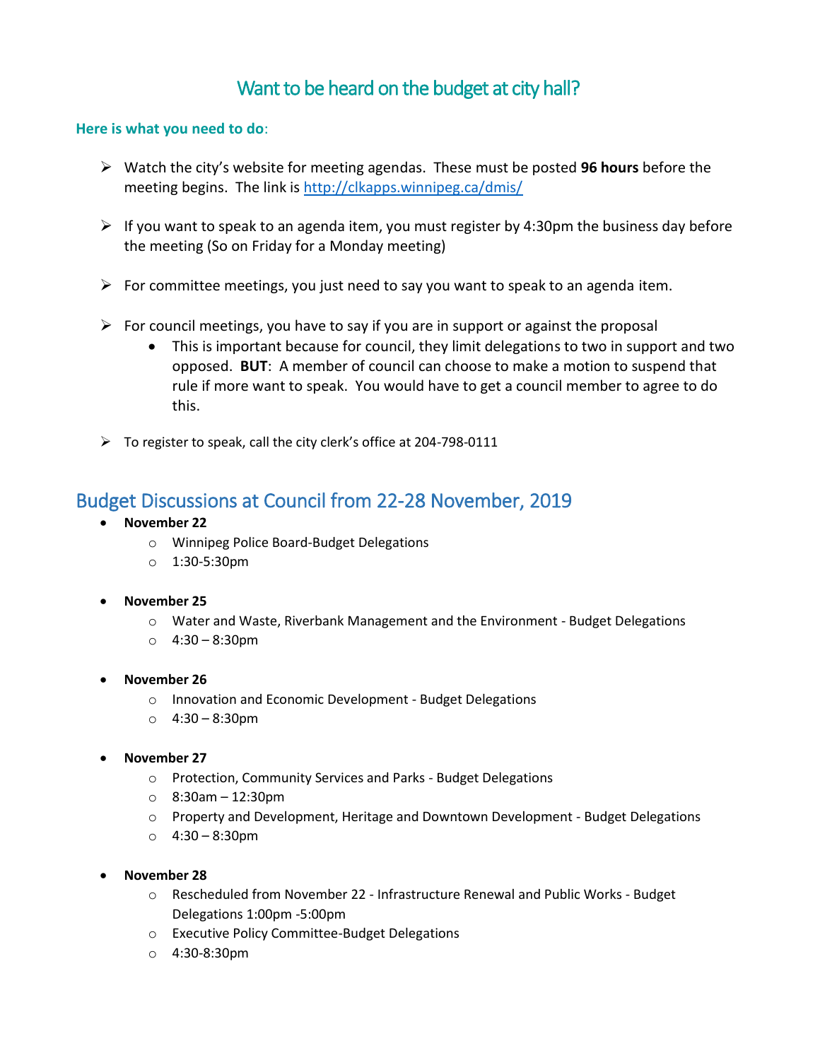# Want to be heard on the budget at city hall?

**Here is what you need to do**:

- Watch the city's website for meeting agendas. These must be posted **96 hours** before the meeting begins. The link is [http://clkapps.winnipeg.ca/dmis/](http://clkapps.winnipeg.ca/dmis/)

- If you want to speak to an agenda item, you must register by 4:30pm the business day before the meeting (So on Friday for a Monday meeting)

- For committee meetings, you just need to say you want to speak to an agenda item.

- For council meetings, you have to say if you are in support or against the proposal
  - This is important because for council, they limit delegations to two in support and two opposed. **BUT**: A member of council can choose to make a motion to suspend that rule if more want to speak. You would have to get a council member to agree to do this.

- To register to speak, call the city clerk's office at 204-798-0111

## Budget Discussions at Council from 22-28 November, 2019

- **November 22**
  - Winnipeg Police Board-Budget Delegations
  - 1:30-5:30pm

- **November 25**
  - Water and Waste, Riverbank Management and the Environment - Budget Delegations
  - 4:30 – 8:30pm

- **November 26**
  - Innovation and Economic Development - Budget Delegations
  - 4:30 – 8:30pm

- **November 27**
  - Protection, Community Services and Parks - Budget Delegations
  - 8:30am – 12:30pm
  - Property and Development, Heritage and Downtown Development - Budget Delegations
  - 4:30 – 8:30pm

- **November 28**
  - Rescheduled from November 22 - Infrastructure Renewal and Public Works - Budget Delegations 1:00pm -5:00pm
  - Executive Policy Committee-Budget Delegations
  - 4:30-8:30pm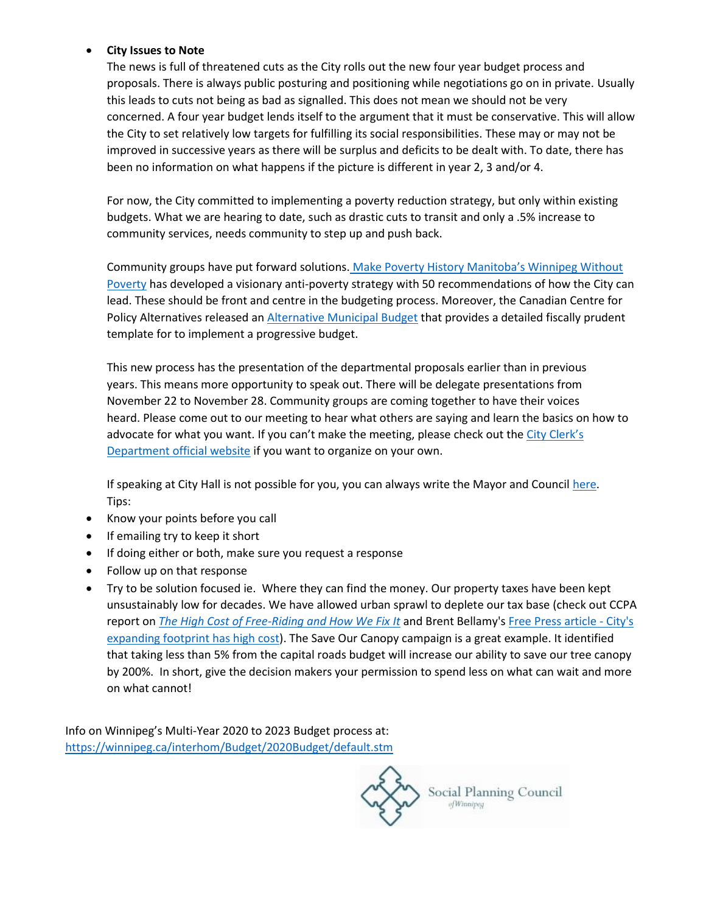- **City Issues to Note**

  The news is full of threatened cuts as the City rolls out the new four year budget process and proposals. There is always public posturing and positioning while negotiations go on in private. Usually this leads to cuts not being as bad as signalled. This does not mean we should not be very concerned. A four year budget lends itself to the argument that it must be conservative. This will allow the City to set relatively low targets for fulfilling its social responsibilities. These may or may not be improved in successive years as there will be surplus and deficits to be dealt with. To date, there has been no information on what happens if the picture is different in year 2, 3 and/or 4.

  For now, the City committed to implementing a poverty reduction strategy, but only within existing budgets. What we are hearing to date, such as drastic cuts to transit and only a .5% increase to community services, needs community to step up and push back.

  Community groups have put forward solutions. Make Poverty History Manitoba's Winnipeg Without Poverty has developed a visionary anti-poverty strategy with 50 recommendations of how the City can lead. These should be front and centre in the budgeting process. Moreover, the Canadian Centre for Policy Alternatives released an Alternative Municipal Budget that provides a detailed fiscally prudent template for to implement a progressive budget.

  This new process has the presentation of the departmental proposals earlier than in previous years. This means more opportunity to speak out. There will be delegate presentations from November 22 to November 28. Community groups are coming together to have their voices heard. Please come out to our meeting to hear what others are saying and learn the basics on how to advocate for what you want. If you can't make the meeting, please check out the City Clerk's Department official website if you want to organize on your own.

  If speaking at City Hall is not possible for you, you can always write the Mayor and Council here.
  Tips:

- Know your points before you call
- If emailing try to keep it short
- If doing either or both, make sure you request a response
- Follow up on that response
- Try to be solution focused ie. Where they can find the money. Our property taxes have been kept unsustainably low for decades. We have allowed urban sprawl to deplete our tax base (check out CCPA report on *The High Cost of Free-Riding and How We Fix It* and Brent Bellamy's Free Press article - City's expanding footprint has high cost). The Save Our Canopy campaign is a great example. It identified that taking less than 5% from the capital roads budget will increase our ability to save our tree canopy by 200%. In short, give the decision makers your permission to spend less on what can wait and more on what cannot!

Info on Winnipeg's Multi-Year 2020 to 2023 Budget process at:
https://winnipeg.ca/interhom/Budget/2020Budget/default.stm

Social Planning Council of Winnipeg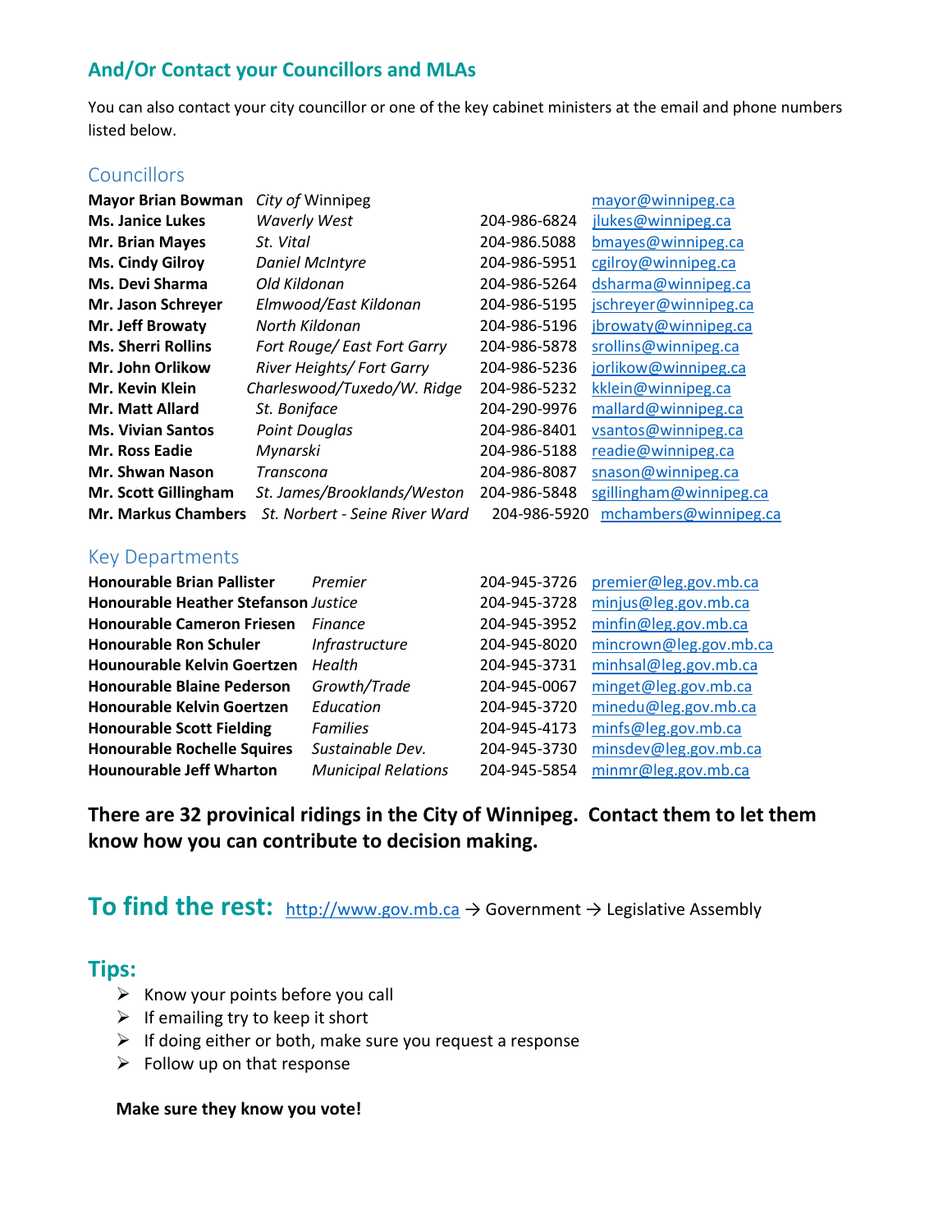## And/Or Contact your Councillors and MLAs

You can also contact your city councillor or one of the key cabinet ministers at the email and phone numbers listed below.

### Councillors

| | | | |
|---|---|---|---|
| **Mayor Brian Bowman** | *City of* Winnipeg | | mayor@winnipeg.ca |
| **Ms. Janice Lukes** | *Waverly West* | 204-986-6824 | jlukes@winnipeg.ca |
| **Mr. Brian Mayes** | *St. Vital* | 204-986.5088 | bmayes@winnipeg.ca |
| **Ms. Cindy Gilroy** | *Daniel McIntyre* | 204-986-5951 | cgilroy@winnipeg.ca |
| **Ms. Devi Sharma** | *Old Kildonan* | 204-986-5264 | dsharma@winnipeg.ca |
| **Mr. Jason Schreyer** | *Elmwood/East Kildonan* | 204-986-5195 | jschreyer@winnipeg.ca |
| **Mr. Jeff Browaty** | *North Kildonan* | 204-986-5196 | jbrowaty@winnipeg.ca |
| **Ms. Sherri Rollins** | *Fort Rouge/ East Fort Garry* | 204-986-5878 | srollins@winnipeg.ca |
| **Mr. John Orlikow** | *River Heights/ Fort Garry* | 204-986-5236 | jorlikow@winnipeg.ca |
| **Mr. Kevin Klein** | *Charleswood/Tuxedo/W. Ridge* | 204-986-5232 | kklein@winnipeg.ca |
| **Mr. Matt Allard** | *St. Boniface* | 204-290-9976 | mallard@winnipeg.ca |
| **Ms. Vivian Santos** | *Point Douglas* | 204-986-8401 | vsantos@winnipeg.ca |
| **Mr. Ross Eadie** | *Mynarski* | 204-986-5188 | readie@winnipeg.ca |
| **Mr. Shwan Nason** | *Transcona* | 204-986-8087 | snason@winnipeg.ca |
| **Mr. Scott Gillingham** | *St. James/Brooklands/Weston* | 204-986-5848 | sgillingham@winnipeg.ca |
| **Mr. Markus Chambers** | *St. Norbert - Seine River Ward* | 204-986-5920 | mchambers@winnipeg.ca |

### Key Departments

| | | | |
|---|---|---|---|
| **Honourable Brian Pallister** | *Premier* | 204-945-3726 | premier@leg.gov.mb.ca |
| **Honourable Heather Stefanson** | *Justice* | 204-945-3728 | minjus@leg.gov.mb.ca |
| **Honourable Cameron Friesen** | *Finance* | 204-945-3952 | minfin@leg.gov.mb.ca |
| **Honourable Ron Schuler** | *Infrastructure* | 204-945-8020 | mincrown@leg.gov.mb.ca |
| **Hounourable Kelvin Goertzen** | *Health* | 204-945-3731 | minhsal@leg.gov.mb.ca |
| **Honourable Blaine Pederson** | *Growth/Trade* | 204-945-0067 | minget@leg.gov.mb.ca |
| **Honourable Kelvin Goertzen** | *Education* | 204-945-3720 | minedu@leg.gov.mb.ca |
| **Honourable Scott Fielding** | *Families* | 204-945-4173 | minfs@leg.gov.mb.ca |
| **Honourable Rochelle Squires** | *Sustainable Dev.* | 204-945-3730 | minsdev@leg.gov.mb.ca |
| **Hounourable Jeff Wharton** | *Municipal Relations* | 204-945-5854 | minmr@leg.gov.mb.ca |

**There are 32 provinical ridings in the City of Winnipeg. Contact them to let them know how you can contribute to decision making.**

## To find the rest: http://www.gov.mb.ca → Government → Legislative Assembly

## Tips:

- Know your points before you call
- If emailing try to keep it short
- If doing either or both, make sure you request a response
- Follow up on that response

**Make sure they know you vote!**